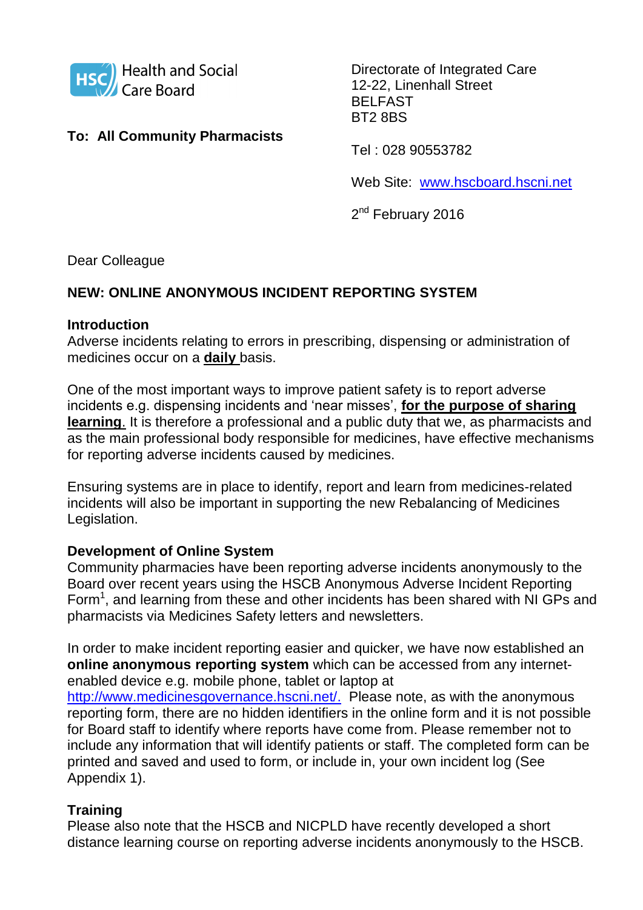Health and Social Care Board

Directorate of Integrated Care
12-22, Linenhall Street
BELFAST
BT2 8BS

**To: All Community Pharmacists**

Tel : 028 90553782

Web Site: [www.hscboard.hscni.net](http://www.hscboard.hscni.net)

2nd February 2016

Dear Colleague

**NEW: ONLINE ANONYMOUS INCIDENT REPORTING SYSTEM**

**Introduction**

Adverse incidents relating to errors in prescribing, dispensing or administration of medicines occur on a **daily** basis.

One of the most important ways to improve patient safety is to report adverse incidents e.g. dispensing incidents and 'near misses', **for the purpose of sharing learning**. It is therefore a professional and a public duty that we, as pharmacists and as the main professional body responsible for medicines, have effective mechanisms for reporting adverse incidents caused by medicines.

Ensuring systems are in place to identify, report and learn from medicines-related incidents will also be important in supporting the new Rebalancing of Medicines Legislation.

**Development of Online System**

Community pharmacies have been reporting adverse incidents anonymously to the Board over recent years using the HSCB Anonymous Adverse Incident Reporting Form[1], and learning from these and other incidents has been shared with NI GPs and pharmacists via Medicines Safety letters and newsletters.

In order to make incident reporting easier and quicker, we have now established an **online anonymous reporting system** which can be accessed from any internet-enabled device e.g. mobile phone, tablet or laptop at [http://www.medicinesgovernance.hscni.net/](http://www.medicinesgovernance.hscni.net/). Please note, as with the anonymous reporting form, there are no hidden identifiers in the online form and it is not possible for Board staff to identify where reports have come from. Please remember not to include any information that will identify patients or staff. The completed form can be printed and saved and used to form, or include in, your own incident log (See Appendix 1).

**Training**

Please also note that the HSCB and NICPLD have recently developed a short distance learning course on reporting adverse incidents anonymously to the HSCB.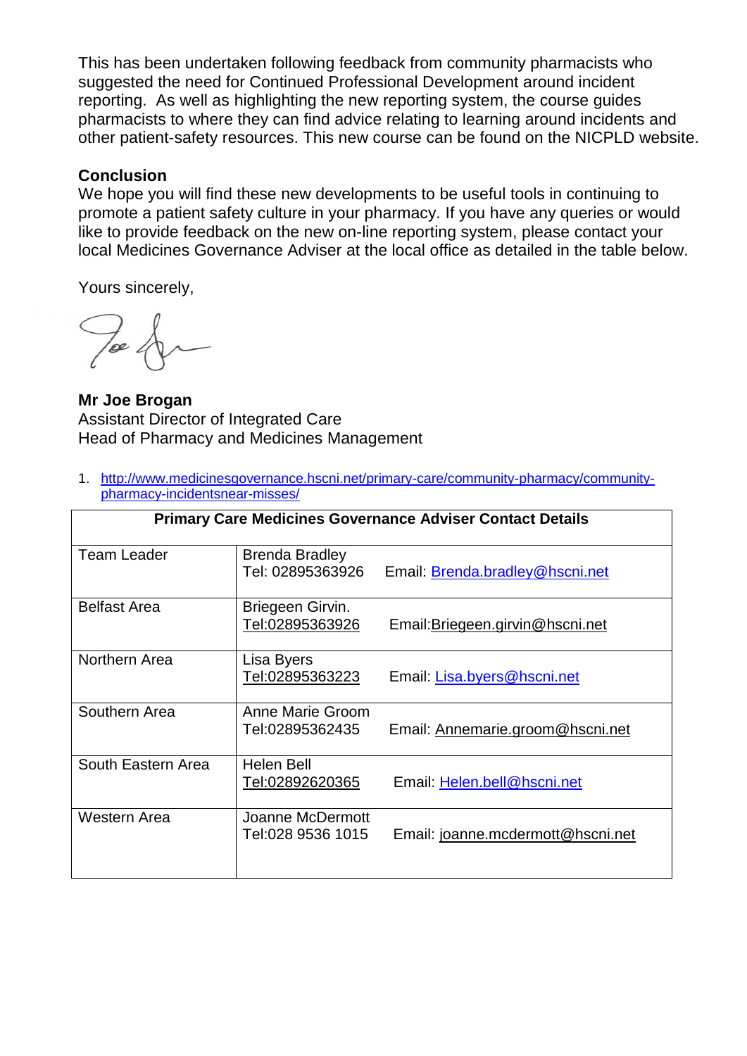This has been undertaken following feedback from community pharmacists who suggested the need for Continued Professional Development around incident reporting. As well as highlighting the new reporting system, the course guides pharmacists to where they can find advice relating to learning around incidents and other patient-safety resources. This new course can be found on the NICPLD website.

**Conclusion**

We hope you will find these new developments to be useful tools in continuing to promote a patient safety culture in your pharmacy. If you have any queries or would like to provide feedback on the new on-line reporting system, please contact your local Medicines Governance Adviser at the local office as detailed in the table below.

Yours sincerely,

**Mr Joe Brogan**
Assistant Director of Integrated Care
Head of Pharmacy and Medicines Management

1. http://www.medicinesgovernance.hscni.net/primary-care/community-pharmacy/community-pharmacy-incidentsnear-misses/

| Primary Care Medicines Governance Adviser Contact Details | |
|---|---|
| Team Leader | Brenda Bradley<br>Tel: 02895363926 Email: Brenda.bradley@hscni.net |
| Belfast Area | Briegeen Girvin.<br>Tel:02895363926 Email:Briegeen.girvin@hscni.net |
| Northern Area | Lisa Byers<br>Tel:02895363223 Email: Lisa.byers@hscni.net |
| Southern Area | Anne Marie Groom<br>Tel:02895362435 Email: Annemarie.groom@hscni.net |
| South Eastern Area | Helen Bell<br>Tel:02892620365 Email: Helen.bell@hscni.net |
| Western Area | Joanne McDermott<br>Tel:028 9536 1015 Email: joanne.mcdermott@hscni.net |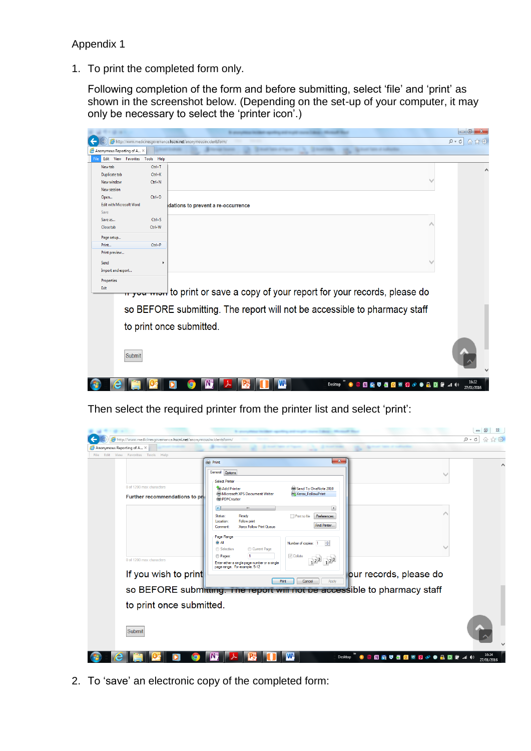Appendix 1

1. To print the completed form only.

   Following completion of the form and before submitting, select ‘file’ and ‘print’ as shown in the screenshot below. (Depending on the set-up of your computer, it may only be necessary to select the ‘printer icon’.)

   Then select the required printer from the printer list and select ‘print’:

2. To ‘save’ an electronic copy of the completed form: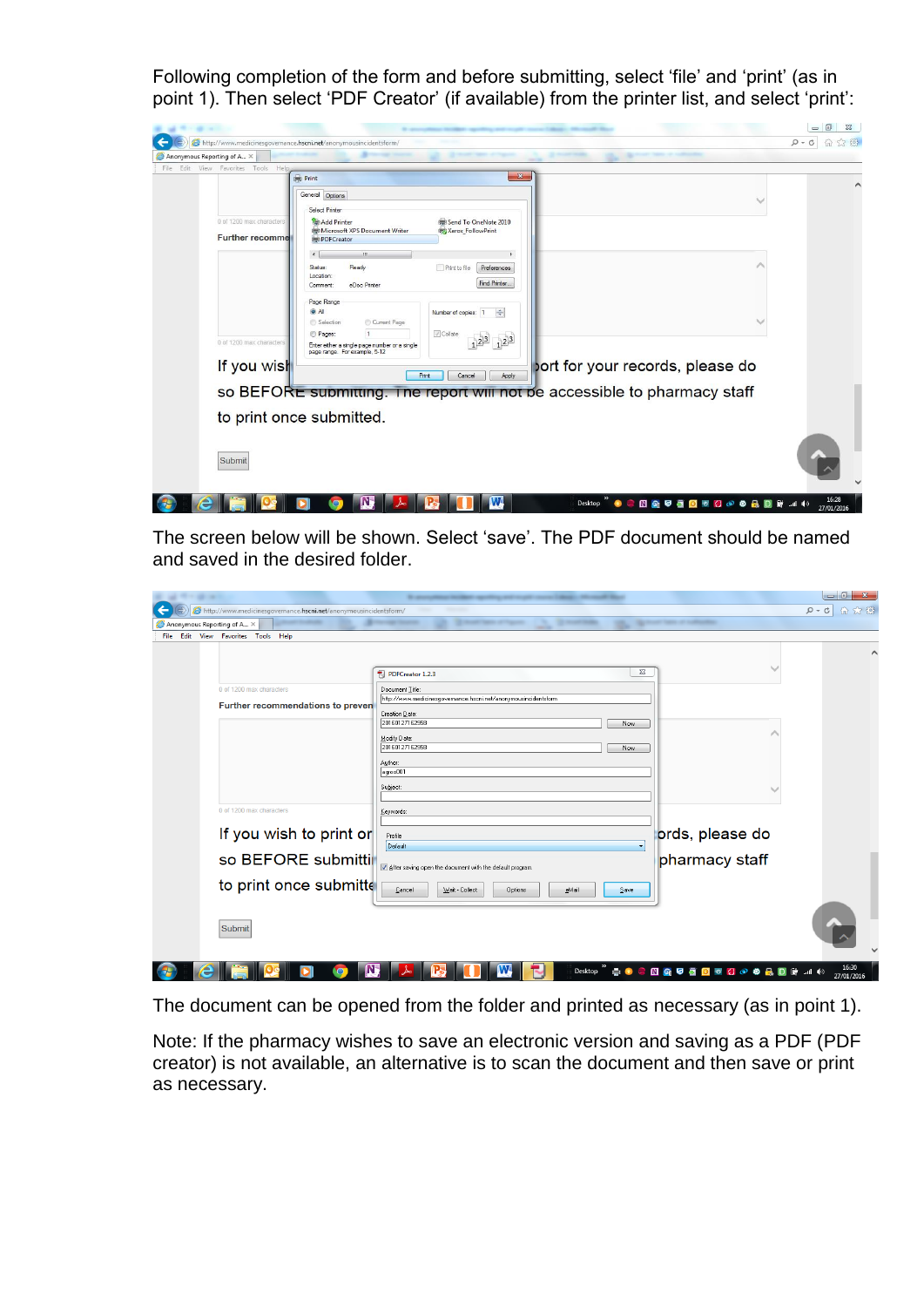Following completion of the form and before submitting, select 'file' and 'print' (as in point 1). Then select 'PDF Creator' (if available) from the printer list, and select 'print':

The screen below will be shown. Select 'save'. The PDF document should be named and saved in the desired folder.

The document can be opened from the folder and printed as necessary (as in point 1).

Note: If the pharmacy wishes to save an electronic version and saving as a PDF (PDF creator) is not available, an alternative is to scan the document and then save or print as necessary.